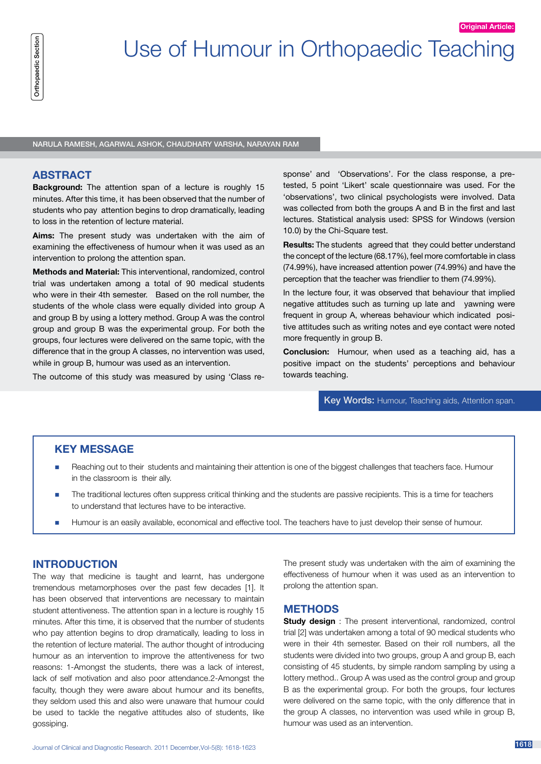Original Article:

Orthopaedic Section

# Use of Humour in Orthopaedic Teaching

NARULA RAMESH, AGARWAL ASHOK, CHAUDHARY VARSHA, NARAYAN RAM

## ABSTRACT

**Background:** The attention span of a lecture is roughly 15 minutes. After this time, it has been observed that the number of students who pay attention begins to drop dramatically, leading to loss in the retention of lecture material.

**Aims:** The present study was undertaken with the aim of examining the effectiveness of humour when it was used as an intervention to prolong the attention span.

**Methods and Material:** This interventional, randomized, control trial was undertaken among a total of 90 medical students who were in their 4th semester. Based on the roll number, the students of the whole class were equally divided into group A and group B by using a lottery method. Group A was the control group and group B was the experimental group. For both the groups, four lectures were delivered on the same topic, with the difference that in the group A classes, no intervention was used, while in group B, humour was used as an intervention.

The outcome of this study was measured by using 'Class response' and 'Observations'. For the class response, a pre-tested, 5 point 'Likert' scale questionnaire was used. For the 'observations', two clinical psychologists were involved. Data was collected from both the groups A and B in the first and last lectures. Statistical analysis used: SPSS for Windows (version 10.0) by the Chi-Square test.

**Results:** The students agreed that they could better understand the concept of the lecture (68.17%), feel more comfortable in class (74.99%), have increased attention power (74.99%) and have the perception that the teacher was friendlier to them (74.99%).

In the lecture four, it was observed that behaviour that implied negative attitudes such as turning up late and yawning were frequent in group A, whereas behaviour which indicated positive attitudes such as writing notes and eye contact were noted more frequently in group B.

**Conclusion:** Humour, when used as a teaching aid, has a positive impact on the students' perceptions and behaviour towards teaching.

**Key Words:** Humour, Teaching aids, Attention span.

## KEY MESSAGE

- Reaching out to their students and maintaining their attention is one of the biggest challenges that teachers face. Humour in the classroom is their ally.
- The traditional lectures often suppress critical thinking and the students are passive recipients. This is a time for teachers to understand that lectures have to be interactive.
- Humour is an easily available, economical and effective tool. The teachers have to just develop their sense of humour.

## INTRODUCTION

The way that medicine is taught and learnt, has undergone tremendous metamorphoses over the past few decades [1]. It has been observed that interventions are necessary to maintain student attentiveness. The attention span in a lecture is roughly 15 minutes. After this time, it is observed that the number of students who pay attention begins to drop dramatically, leading to loss in the retention of lecture material. The author thought of introducing humour as an intervention to improve the attentiveness for two reasons: 1-Amongst the students, there was a lack of interest, lack of self motivation and also poor attendance.2-Amongst the faculty, though they were aware about humour and its benefits, they seldom used this and also were unaware that humour could be used to tackle the negative attitudes also of students, like gossiping.

The present study was undertaken with the aim of examining the effectiveness of humour when it was used as an intervention to prolong the attention span.

## METHODS

**Study design** : The present interventional, randomized, control trial [2] was undertaken among a total of 90 medical students who were in their 4th semester. Based on their roll numbers, all the students were divided into two groups, group A and group B, each consisting of 45 students, by simple random sampling by using a lottery method.. Group A was used as the control group and group B as the experimental group. For both the groups, four lectures were delivered on the same topic, with the only difference that in the group A classes, no intervention was used while in group B, humour was used as an intervention.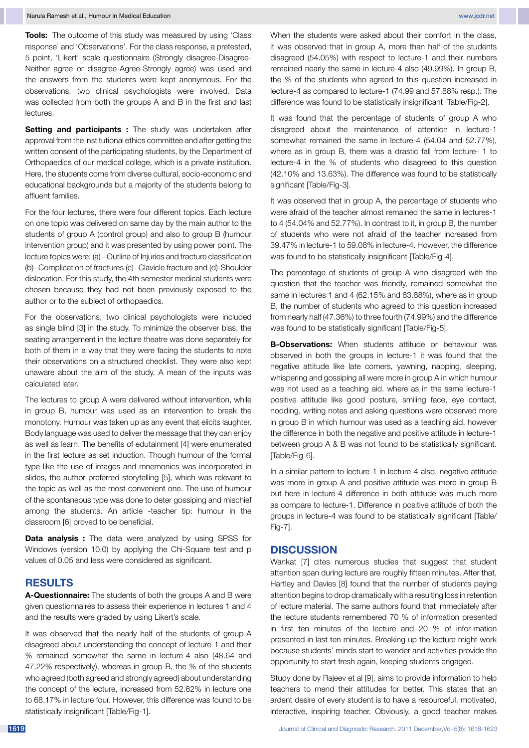**Tools:** The outcome of this study was measured by using 'Class response' and 'Observations'. For the class response, a pretested, 5 point, 'Likert' scale questionnaire (Strongly disagree-Disagree-Neither agree or disagree-Agree-Strongly agree) was used and the answers from the students were kept anonymous. For the observations, two clinical psychologists were involved. Data was collected from both the groups A and B in the first and last lectures.

**Setting and participants :** The study was undertaken after approval from the institutional ethics committee and after getting the written consent of the participating students, by the Department of Orthopaedics of our medical college, which is a private institution. Here, the students come from diverse cultural, socio-economic and educational backgrounds but a majority of the students belong to affluent families.

For the four lectures, there were four different topics. Each lecture on one topic was delivered on same day by the main author to the students of group A (control group) and also to group B (humour intervention group) and it was presented by using power point. The lecture topics were: (a) - Outline of Injuries and fracture classification (b)- Complication of fractures (c)- Clavicle fracture and (d)-Shoulder dislocation. For this study, the 4th semester medical students were chosen because they had not been previously exposed to the author or to the subject of orthopaedics.

For the observations, two clinical psychologists were included as single blind [3] in the study. To minimize the observer bias, the seating arrangement in the lecture theatre was done separately for both of them in a way that they were facing the students to note their observations on a structured checklist. They were also kept unaware about the aim of the study. A mean of the inputs was calculated later.

The lectures to group A were delivered without intervention, while in group B, humour was used as an intervention to break the monotony. Humour was taken up as any event that elicits laughter. Body language was used to deliver the message that they can enjoy as well as learn. The benefits of edutainment [4] were enumerated in the first lecture as set induction. Though humour of the formal type like the use of images and mnemonics was incorporated in slides, the author preferred storytelling [5], which was relevant to the topic as well as the most convenient one. The use of humour of the spontaneous type was done to deter gossiping and mischief among the students. An article -teacher tip: humour in the classroom [6] proved to be beneficial.

**Data analysis :** The data were analyzed by using SPSS for Windows (version 10.0) by applying the Chi-Square test and p values of 0.05 and less were considered as significant.

## RESULTS

**A-Questionnaire:** The students of both the groups A and B were given questionnaires to assess their experience in lectures 1 and 4 and the results were graded by using Likert's scale.

It was observed that the nearly half of the students of group-A disagreed about understanding the concept of lecture-1 and their % remained somewhat the same in lecture-4 also (48.64 and 47.22% respectively), whereas in group-B, the % of the students who agreed (both agreed and strongly agreed) about understanding the concept of the lecture, increased from 52.62% in lecture one to 68.17% in lecture four. However, this difference was found to be statistically insignificant [Table/Fig-1].

When the students were asked about their comfort in the class, it was observed that in group A, more than half of the students disagreed (54.05%) with respect to lecture-1 and their numbers remained nearly the same in lecture-4 also (49.99%). In group B, the % of the students who agreed to this question increased in lecture-4 as compared to lecture-1 (74.99 and 57.88% resp.). The difference was found to be statistically insignificant [Table/Fig-2].

It was found that the percentage of students of group A who disagreed about the maintenance of attention in lecture-1 somewhat remained the same in lecture-4 (54.04 and 52.77%), where as in group B, there was a drastic fall from lecture- 1 to lecture-4 in the % of students who disagreed to this question (42.10% and 13.63%). The difference was found to be statistically significant [Table/Fig-3].

It was observed that in group A, the percentage of students who were afraid of the teacher almost remained the same in lectures-1 to 4 (54.04% and 52.77%). In contrast to it, in group B, the number of students who were not afraid of the teacher increased from 39.47% in lecture-1 to 59.08% in lecture-4. However, the difference was found to be statistically insignificant [Table/Fig-4].

The percentage of students of group A who disagreed with the question that the teacher was friendly, remained somewhat the same in lectures 1 and 4 (62.15% and 63.88%), where as in group B, the number of students who agreed to this question increased from nearly half (47.36%) to three fourth (74.99%) and the difference was found to be statistically significant [Table/Fig-5].

**B-Observations:** When students attitude or behaviour was observed in both the groups in lecture-1 it was found that the negative attitude like late comers, yawning, napping, sleeping, whispering and gossiping all were more in group A in which humour was not used as a teaching aid. where as in the same lecture-1 positive attitude like good posture, smiling face, eye contact, nodding, writing notes and asking questions were observed more in group B in which humour was used as a teaching aid, however the difference in both the negative and positive attitude in lecture-1 between group A & B was not found to be statistically significant. [Table/Fig-6].

In a similar pattern to lecture-1 in lecture-4 also, negative attitude was more in group A and positive attitude was more in group B but here in lecture-4 difference in both attitude was much more as compare to lecture-1. Difference in positive attitude of both the groups in lecture-4 was found to be statistically significant [Table/Fig-7].

## DISCUSSION

Wankat [7] cites numerous studies that suggest that student attention span during lecture are roughly fifteen minutes. After that, Hartley and Davies [8] found that the number of students paying attention begins to drop dramatically with a resulting loss in retention of lecture material. The same authors found that immediately after the lecture students remembered 70 % of information presented in first ten minutes of the lecture and 20 % of infor-mation presented in last ten minutes. Breaking up the lecture might work because students' minds start to wander and activities provide the opportunity to start fresh again, keeping students engaged.

Study done by Rajeev et al [9], aims to provide information to help teachers to mend their attitudes for better. This states that an ardent desire of every student is to have a resourceful, motivated, interactive, inspiring teacher. Obviously, a good teacher makes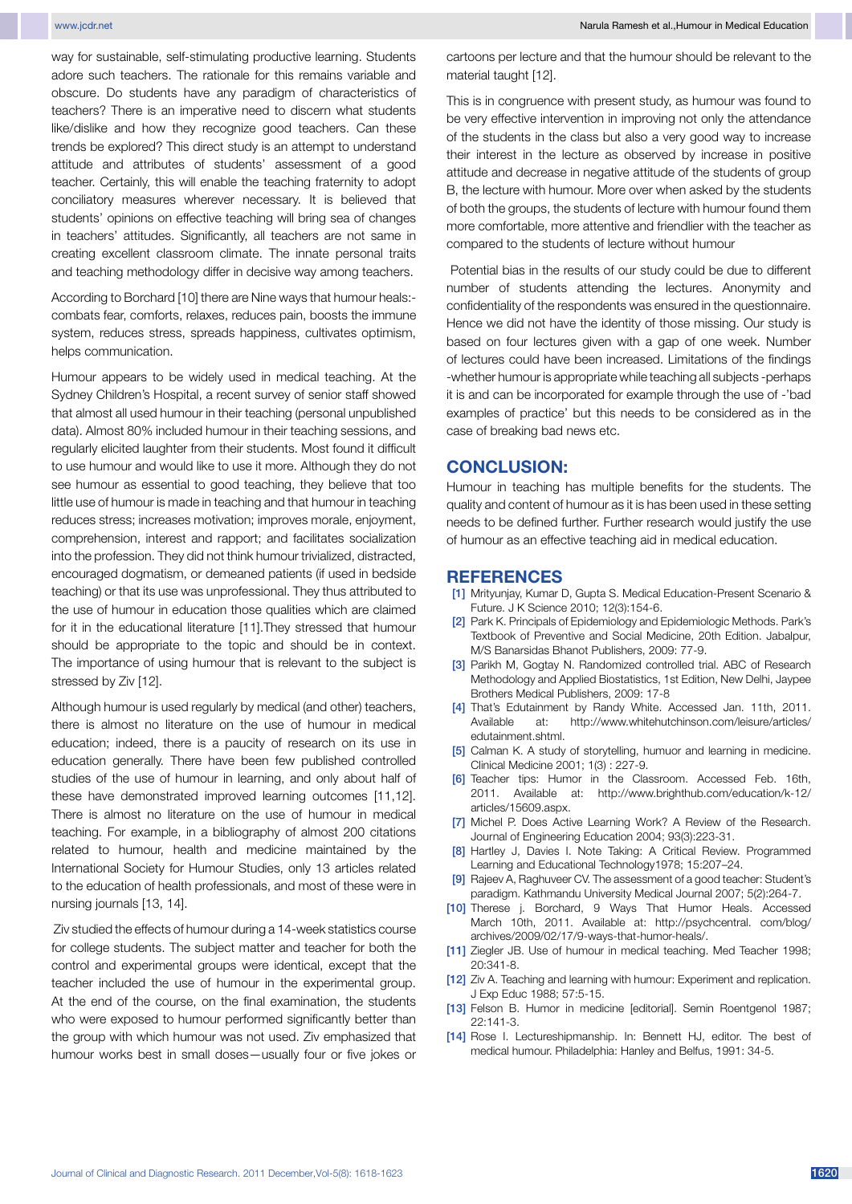way for sustainable, self-stimulating productive learning. Students adore such teachers. The rationale for this remains variable and obscure. Do students have any paradigm of characteristics of teachers? There is an imperative need to discern what students like/dislike and how they recognize good teachers. Can these trends be explored? This direct study is an attempt to understand attitude and attributes of students' assessment of a good teacher. Certainly, this will enable the teaching fraternity to adopt conciliatory measures wherever necessary. It is believed that students' opinions on effective teaching will bring sea of changes in teachers' attitudes. Significantly, all teachers are not same in creating excellent classroom climate. The innate personal traits and teaching methodology differ in decisive way among teachers.

According to Borchard [10] there are Nine ways that humour heals:- combats fear, comforts, relaxes, reduces pain, boosts the immune system, reduces stress, spreads happiness, cultivates optimism, helps communication.

Humour appears to be widely used in medical teaching. At the Sydney Children's Hospital, a recent survey of senior staff showed that almost all used humour in their teaching (personal unpublished data). Almost 80% included humour in their teaching sessions, and regularly elicited laughter from their students. Most found it difficult to use humour and would like to use it more. Although they do not see humour as essential to good teaching, they believe that too little use of humour is made in teaching and that humour in teaching reduces stress; increases motivation; improves morale, enjoyment, comprehension, interest and rapport; and facilitates socialization into the profession. They did not think humour trivialized, distracted, encouraged dogmatism, or demeaned patients (if used in bedside teaching) or that its use was unprofessional. They thus attributed to the use of humour in education those qualities which are claimed for it in the educational literature [11].They stressed that humour should be appropriate to the topic and should be in context. The importance of using humour that is relevant to the subject is stressed by Ziv [12].

Although humour is used regularly by medical (and other) teachers, there is almost no literature on the use of humour in medical education; indeed, there is a paucity of research on its use in education generally. There have been few published controlled studies of the use of humour in learning, and only about half of these have demonstrated improved learning outcomes [11,12]. There is almost no literature on the use of humour in medical teaching. For example, in a bibliography of almost 200 citations related to humour, health and medicine maintained by the International Society for Humour Studies, only 13 articles related to the education of health professionals, and most of these were in nursing journals [13, 14].

Ziv studied the effects of humour during a 14-week statistics course for college students. The subject matter and teacher for both the control and experimental groups were identical, except that the teacher included the use of humour in the experimental group. At the end of the course, on the final examination, the students who were exposed to humour performed significantly better than the group with which humour was not used. Ziv emphasized that humour works best in small doses—usually four or five jokes or cartoons per lecture and that the humour should be relevant to the material taught [12].

This is in congruence with present study, as humour was found to be very effective intervention in improving not only the attendance of the students in the class but also a very good way to increase their interest in the lecture as observed by increase in positive attitude and decrease in negative attitude of the students of group B, the lecture with humour. More over when asked by the students of both the groups, the students of lecture with humour found them more comfortable, more attentive and friendlier with the teacher as compared to the students of lecture without humour

Potential bias in the results of our study could be due to different number of students attending the lectures. Anonymity and confidentiality of the respondents was ensured in the questionnaire. Hence we did not have the identity of those missing. Our study is based on four lectures given with a gap of one week. Number of lectures could have been increased. Limitations of the findings -whether humour is appropriate while teaching all subjects -perhaps it is and can be incorporated for example through the use of -'bad examples of practice' but this needs to be considered as in the case of breaking bad news etc.

## CONCLUSION:

Humour in teaching has multiple benefits for the students. The quality and content of humour as it is has been used in these setting needs to be defined further. Further research would justify the use of humour as an effective teaching aid in medical education.

## REFERENCES

[1] Mrityunjay, Kumar D, Gupta S. Medical Education-Present Scenario & Future. J K Science 2010; 12(3):154-6.
[2] Park K. Principals of Epidemiology and Epidemiologic Methods. Park's Textbook of Preventive and Social Medicine, 20th Edition. Jabalpur, M/S Banarsidas Bhanot Publishers, 2009: 77-9.
[3] Parikh M, Gogtay N. Randomized controlled trial. ABC of Research Methodology and Applied Biostatistics, 1st Edition, New Delhi, Jaypee Brothers Medical Publishers, 2009: 17-8
[4] That's Edutainment by Randy White. Accessed Jan. 11th, 2011. Available at: http://www.whitehutchinson.com/leisure/articles/edutainment.shtml.
[5] Calman K. A study of storytelling, humuor and learning in medicine. Clinical Medicine 2001; 1(3) : 227-9.
[6] Teacher tips: Humor in the Classroom. Accessed Feb. 16th, 2011. Available at: http://www.brighthub.com/education/k-12/articles/15609.aspx.
[7] Michel P. Does Active Learning Work? A Review of the Research. Journal of Engineering Education 2004; 93(3):223-31.
[8] Hartley J, Davies I. Note Taking: A Critical Review. Programmed Learning and Educational Technology1978; 15:207–24.
[9] Rajeev A, Raghuveer CV. The assessment of a good teacher: Student's paradigm. Kathmandu University Medical Journal 2007; 5(2):264-7.
[10] Therese j. Borchard, 9 Ways That Humor Heals. Accessed March 10th, 2011. Available at: http://psychcentral. com/blog/archives/2009/02/17/9-ways-that-humor-heals/.
[11] Ziegler JB. Use of humour in medical teaching. Med Teacher 1998; 20:341-8.
[12] Ziv A. Teaching and learning with humour: Experiment and replication. J Exp Educ 1988; 57:5-15.
[13] Felson B. Humor in medicine [editorial]. Semin Roentgenol 1987; 22:141-3.
[14] Rose I. Lectureshipmanship. In: Bennett HJ, editor. The best of medical humour. Philadelphia: Hanley and Belfus, 1991: 34-5.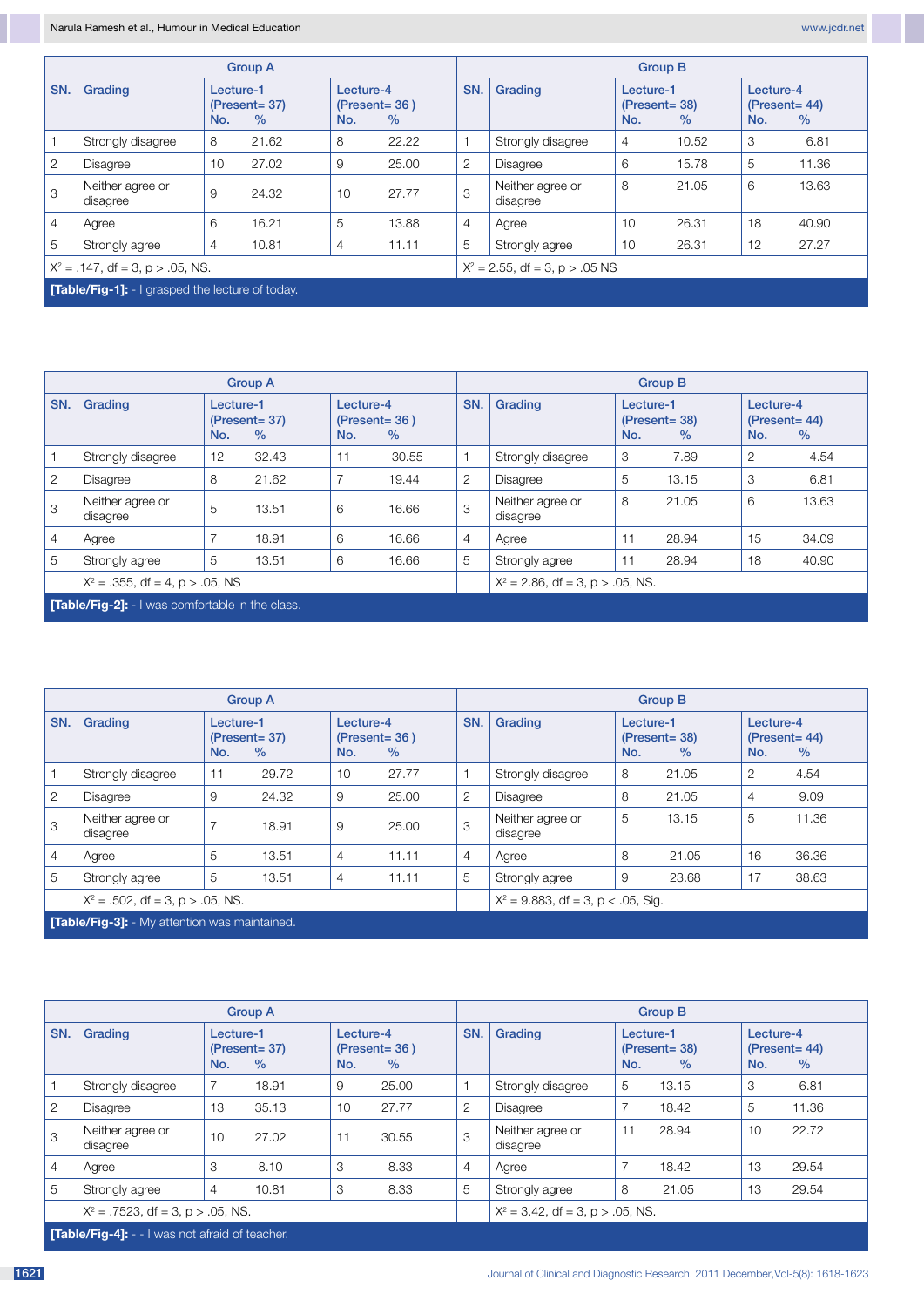| Group A | | | | | | Group B | | | | | |
|---|---|---|---|---|---|---|---|---|---|---|---|
| SN. | Grading | Lecture-1 (Present= 37) No. | % | Lecture-4 (Present= 36 ) No. | % | SN. | Grading | Lecture-1 (Present= 38) No. | % | Lecture-4 (Present= 44) No. | % |
| 1 | Strongly disagree | 8 | 21.62 | 8 | 22.22 | 1 | Strongly disagree | 4 | 10.52 | 3 | 6.81 |
| 2 | Disagree | 10 | 27.02 | 9 | 25.00 | 2 | Disagree | 6 | 15.78 | 5 | 11.36 |
| 3 | Neither agree or disagree | 9 | 24.32 | 10 | 27.77 | 3 | Neither agree or disagree | 8 | 21.05 | 6 | 13.63 |
| 4 | Agree | 6 | 16.21 | 5 | 13.88 | 4 | Agree | 10 | 26.31 | 18 | 40.90 |
| 5 | Strongly agree | 4 | 10.81 | 4 | 11.11 | 5 | Strongly agree | 10 | 26.31 | 12 | 27.27 |
| $X^2$ = .147, df = 3, p > .05, NS. | | | | | | $X^2$ = 2.55, df = 3, p > .05 NS | | | | | |

**[Table/Fig-1]:** - I grasped the lecture of today.

| Group A | | | | | | Group B | | | | | |
|---|---|---|---|---|---|---|---|---|---|---|---|
| SN. | Grading | Lecture-1 (Present= 37) No. | % | Lecture-4 (Present= 36 ) No. | % | SN. | Grading | Lecture-1 (Present= 38) No. | % | Lecture-4 (Present= 44) No. | % |
| 1 | Strongly disagree | 12 | 32.43 | 11 | 30.55 | 1 | Strongly disagree | 3 | 7.89 | 2 | 4.54 |
| 2 | Disagree | 8 | 21.62 | 7 | 19.44 | 2 | Disagree | 5 | 13.15 | 3 | 6.81 |
| 3 | Neither agree or disagree | 5 | 13.51 | 6 | 16.66 | 3 | Neither agree or disagree | 8 | 21.05 | 6 | 13.63 |
| 4 | Agree | 7 | 18.91 | 6 | 16.66 | 4 | Agree | 11 | 28.94 | 15 | 34.09 |
| 5 | Strongly agree | 5 | 13.51 | 6 | 16.66 | 5 | Strongly agree | 11 | 28.94 | 18 | 40.90 |
| | $X^2$ = .355, df = 4, p > .05, NS | | | | | | $X^2$ = 2.86, df = 3, p > .05, NS. | | | | |

**[Table/Fig-2]:** - I was comfortable in the class.

| Group A | | | | | | Group B | | | | | |
|---|---|---|---|---|---|---|---|---|---|---|---|
| SN. | Grading | Lecture-1 (Present= 37) No. | % | Lecture-4 (Present= 36 ) No. | % | SN. | Grading | Lecture-1 (Present= 38) No. | % | Lecture-4 (Present= 44) No. | % |
| 1 | Strongly disagree | 11 | 29.72 | 10 | 27.77 | 1 | Strongly disagree | 8 | 21.05 | 2 | 4.54 |
| 2 | Disagree | 9 | 24.32 | 9 | 25.00 | 2 | Disagree | 8 | 21.05 | 4 | 9.09 |
| 3 | Neither agree or disagree | 7 | 18.91 | 9 | 25.00 | 3 | Neither agree or disagree | 5 | 13.15 | 5 | 11.36 |
| 4 | Agree | 5 | 13.51 | 4 | 11.11 | 4 | Agree | 8 | 21.05 | 16 | 36.36 |
| 5 | Strongly agree | 5 | 13.51 | 4 | 11.11 | 5 | Strongly agree | 9 | 23.68 | 17 | 38.63 |
| | $X^2$ = .502, df = 3, p > .05, NS. | | | | | | $X^2$ = 9.883, df = 3, p < .05, Sig. | | | | |

**[Table/Fig-3]:** - My attention was maintained.

| Group A | | | | | | Group B | | | | | |
|---|---|---|---|---|---|---|---|---|---|---|---|
| SN. | Grading | Lecture-1 (Present= 37) No. | % | Lecture-4 (Present= 36 ) No. | % | SN. | Grading | Lecture-1 (Present= 38) No. | % | Lecture-4 (Present= 44) No. | % |
| 1 | Strongly disagree | 7 | 18.91 | 9 | 25.00 | 1 | Strongly disagree | 5 | 13.15 | 3 | 6.81 |
| 2 | Disagree | 13 | 35.13 | 10 | 27.77 | 2 | Disagree | 7 | 18.42 | 5 | 11.36 |
| 3 | Neither agree or disagree | 10 | 27.02 | 11 | 30.55 | 3 | Neither agree or disagree | 11 | 28.94 | 10 | 22.72 |
| 4 | Agree | 3 | 8.10 | 3 | 8.33 | 4 | Agree | 7 | 18.42 | 13 | 29.54 |
| 5 | Strongly agree | 4 | 10.81 | 3 | 8.33 | 5 | Strongly agree | 8 | 21.05 | 13 | 29.54 |
| | $X^2$ = .7523, df = 3, p > .05, NS. | | | | | | $X^2$ = 3.42, df = 3, p > .05, NS. | | | | |

**[Table/Fig-4]:** - - I was not afraid of teacher.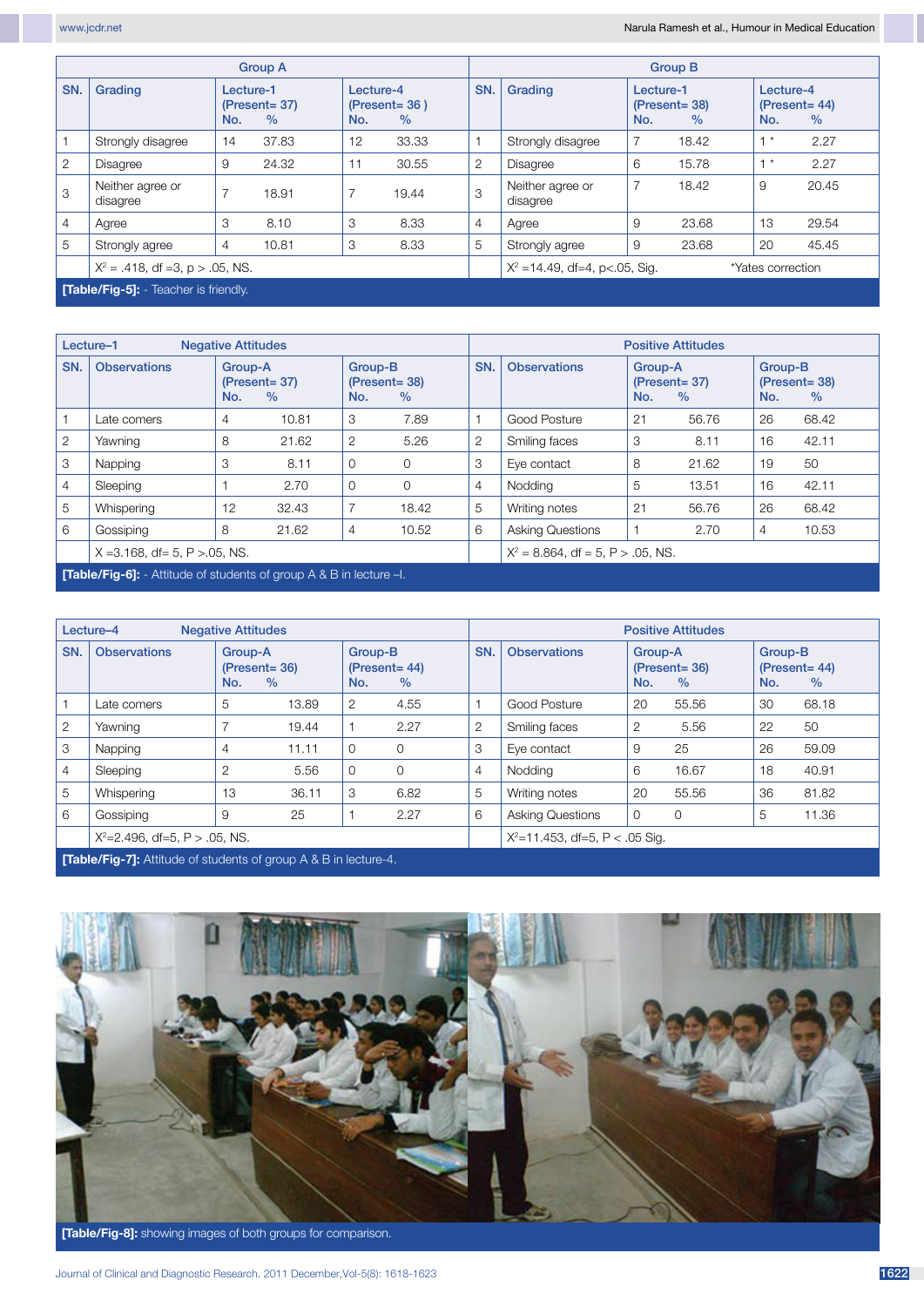| Group A | | | | | | Group B | | | | | |
|---|---|---|---|---|---|---|---|---|---|---|---|
| SN. | Grading | Lecture-1 (Present= 37) No. | % | Lecture-4 (Present= 36 ) No. | % | SN. | Grading | Lecture-1 (Present= 38) No. | % | Lecture-4 (Present= 44) No. | % |
| 1 | Strongly disagree | 14 | 37.83 | 12 | 33.33 | 1 | Strongly disagree | 7 | 18.42 | 1 * | 2.27 |
| 2 | Disagree | 9 | 24.32 | 11 | 30.55 | 2 | Disagree | 6 | 15.78 | 1 * | 2.27 |
| 3 | Neither agree or disagree | 7 | 18.91 | 7 | 19.44 | 3 | Neither agree or disagree | 7 | 18.42 | 9 | 20.45 |
| 4 | Agree | 3 | 8.10 | 3 | 8.33 | 4 | Agree | 9 | 23.68 | 13 | 29.54 |
| 5 | Strongly agree | 4 | 10.81 | 3 | 8.33 | 5 | Strongly agree | 9 | 23.68 | 20 | 45.45 |
| | $X^2$ = .418, df =3, p > .05, NS. | | | | | | $X^2$ =14.49, df=4, p<.05, Sig. | | | *Yates correction | |

**[Table/Fig-5]:** - Teacher is friendly.

| Lecture–1 | Negative Attitudes | | | | | Positive Attitudes | | | | | |
|---|---|---|---|---|---|---|---|---|---|---|---|
| SN. | Observations | Group-A (Present= 37) No. | % | Group-B (Present= 38) No. | % | SN. | Observations | Group-A (Present= 37) No. | % | Group-B (Present= 38) No. | % |
| 1 | Late comers | 4 | 10.81 | 3 | 7.89 | 1 | Good Posture | 21 | 56.76 | 26 | 68.42 |
| 2 | Yawning | 8 | 21.62 | 2 | 5.26 | 2 | Smiling faces | 3 | 8.11 | 16 | 42.11 |
| 3 | Napping | 3 | 8.11 | 0 | 0 | 3 | Eye contact | 8 | 21.62 | 19 | 50 |
| 4 | Sleeping | 1 | 2.70 | 0 | 0 | 4 | Nodding | 5 | 13.51 | 16 | 42.11 |
| 5 | Whispering | 12 | 32.43 | 7 | 18.42 | 5 | Writing notes | 21 | 56.76 | 26 | 68.42 |
| 6 | Gossiping | 8 | 21.62 | 4 | 10.52 | 6 | Asking Questions | 1 | 2.70 | 4 | 10.53 |
| | X =3.168, df= 5, P >.05, NS. | | | | | | $X^2$ = 8.864, df = 5, P > .05, NS. | | | | |

**[Table/Fig-6]:** - Attitude of students of group A & B in lecture –I.

| Lecture–4 | Negative Attitudes | | | | | Positive Attitudes | | | | | |
|---|---|---|---|---|---|---|---|---|---|---|---|
| SN. | Observations | Group-A (Present= 36) No. | % | Group-B (Present= 44) No. | % | SN. | Observations | Group-A (Present= 36) No. | % | Group-B (Present= 44) No. | % |
| 1 | Late comers | 5 | 13.89 | 2 | 4.55 | 1 | Good Posture | 20 | 55.56 | 30 | 68.18 |
| 2 | Yawning | 7 | 19.44 | 1 | 2.27 | 2 | Smiling faces | 2 | 5.56 | 22 | 50 |
| 3 | Napping | 4 | 11.11 | 0 | 0 | 3 | Eye contact | 9 | 25 | 26 | 59.09 |
| 4 | Sleeping | 2 | 5.56 | 0 | 0 | 4 | Nodding | 6 | 16.67 | 18 | 40.91 |
| 5 | Whispering | 13 | 36.11 | 3 | 6.82 | 5 | Writing notes | 20 | 55.56 | 36 | 81.82 |
| 6 | Gossiping | 9 | 25 | 1 | 2.27 | 6 | Asking Questions | 0 | 0 | 5 | 11.36 |
| | $X^2$=2.496, df=5, P > .05, NS. | | | | | | $X^2$=11.453, df=5, P < .05 Sig. | | | | |

**[Table/Fig-7]:** Attitude of students of group A & B in lecture-4.

**[Table/Fig-8]:** showing images of both groups for comparison.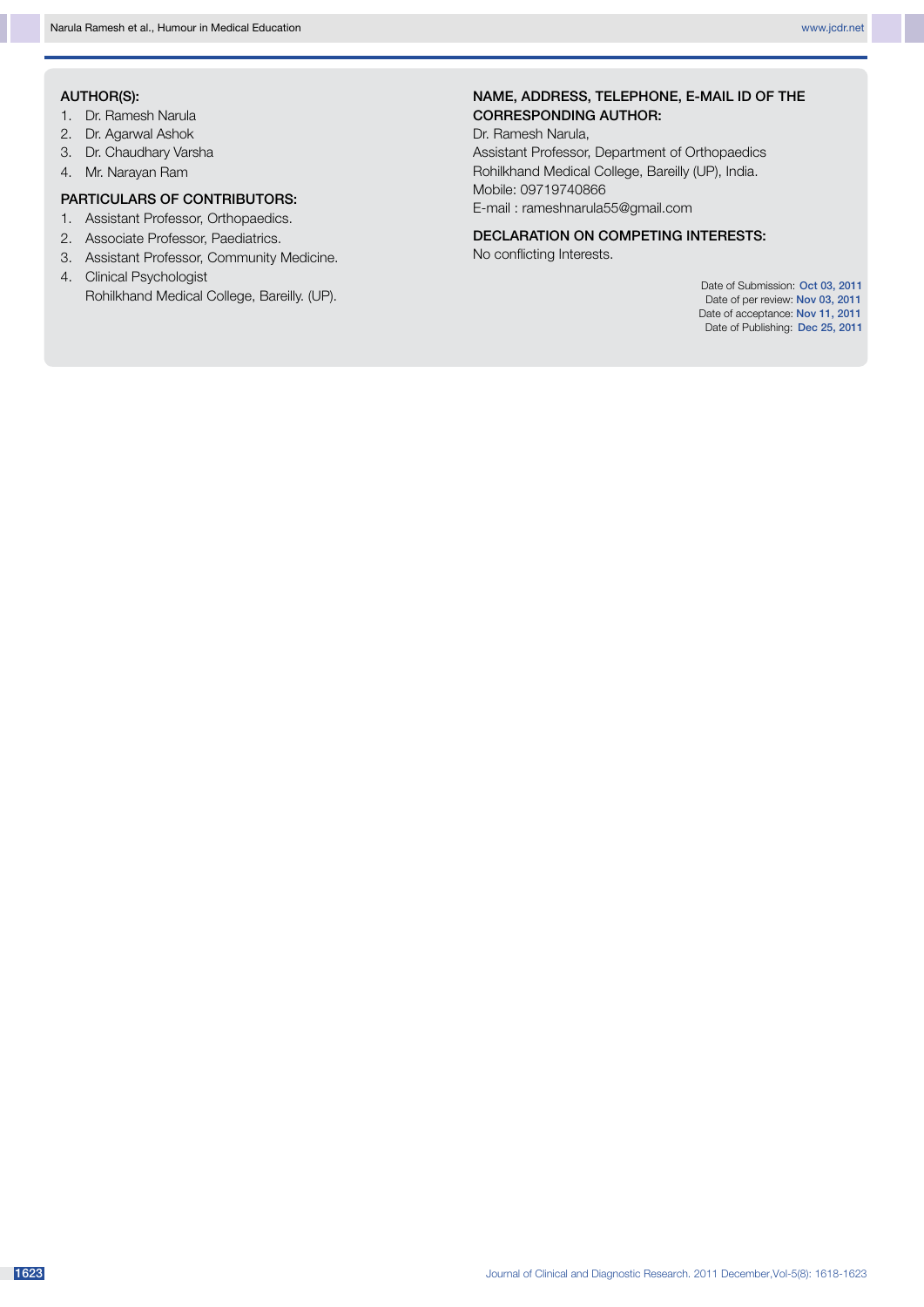## AUTHOR(S):

1. Dr. Ramesh Narula
2. Dr. Agarwal Ashok
3. Dr. Chaudhary Varsha
4. Mr. Narayan Ram

## PARTICULARS OF CONTRIBUTORS:

1. Assistant Professor, Orthopaedics.
2. Associate Professor, Paediatrics.
3. Assistant Professor, Community Medicine.
4. Clinical Psychologist
   Rohilkhand Medical College, Bareilly. (UP).

## NAME, ADDRESS, TELEPHONE, E-MAIL ID OF THE CORRESPONDING AUTHOR:

Dr. Ramesh Narula,
Assistant Professor, Department of Orthopaedics
Rohilkhand Medical College, Bareilly (UP), India.
Mobile: 09719740866
E-mail : rameshnarula55@gmail.com

## DECLARATION ON COMPETING INTERESTS:

No conflicting Interests.

Date of Submission: Oct 03, 2011
Date of per review: Nov 03, 2011
Date of acceptance: Nov 11, 2011
Date of Publishing: Dec 25, 2011